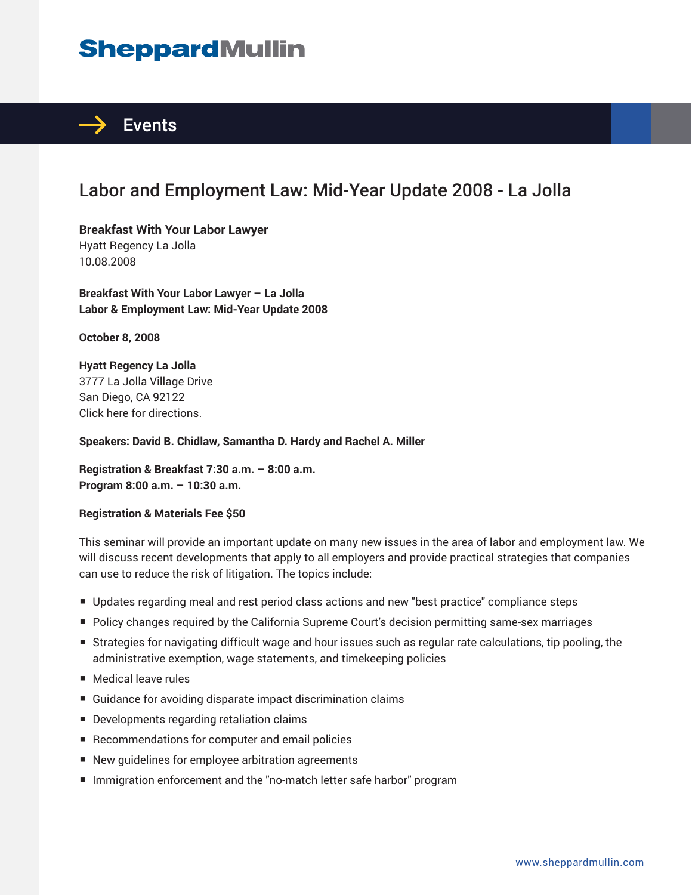# SheppardMullin

## Events

# Labor and Employment Law: Mid-Year Update 2008 - La Jolla

**Breakfast With Your Labor Lawyer**
Hyatt Regency La Jolla
10.08.2008

**Breakfast With Your Labor Lawyer – La Jolla**
**Labor & Employment Law: Mid-Year Update 2008**

**October 8, 2008**

**Hyatt Regency La Jolla**
3777 La Jolla Village Drive
San Diego, CA 92122
Click here for directions.

**Speakers: David B. Chidlaw, Samantha D. Hardy and Rachel A. Miller**

**Registration & Breakfast 7:30 a.m. – 8:00 a.m.**
**Program 8:00 a.m. – 10:30 a.m.**

**Registration & Materials Fee $50**

This seminar will provide an important update on many new issues in the area of labor and employment law. We will discuss recent developments that apply to all employers and provide practical strategies that companies can use to reduce the risk of litigation. The topics include:

- Updates regarding meal and rest period class actions and new "best practice" compliance steps
- Policy changes required by the California Supreme Court's decision permitting same-sex marriages
- Strategies for navigating difficult wage and hour issues such as regular rate calculations, tip pooling, the administrative exemption, wage statements, and timekeeping policies
- Medical leave rules
- Guidance for avoiding disparate impact discrimination claims
- Developments regarding retaliation claims
- Recommendations for computer and email policies
- New guidelines for employee arbitration agreements
- Immigration enforcement and the "no-match letter safe harbor" program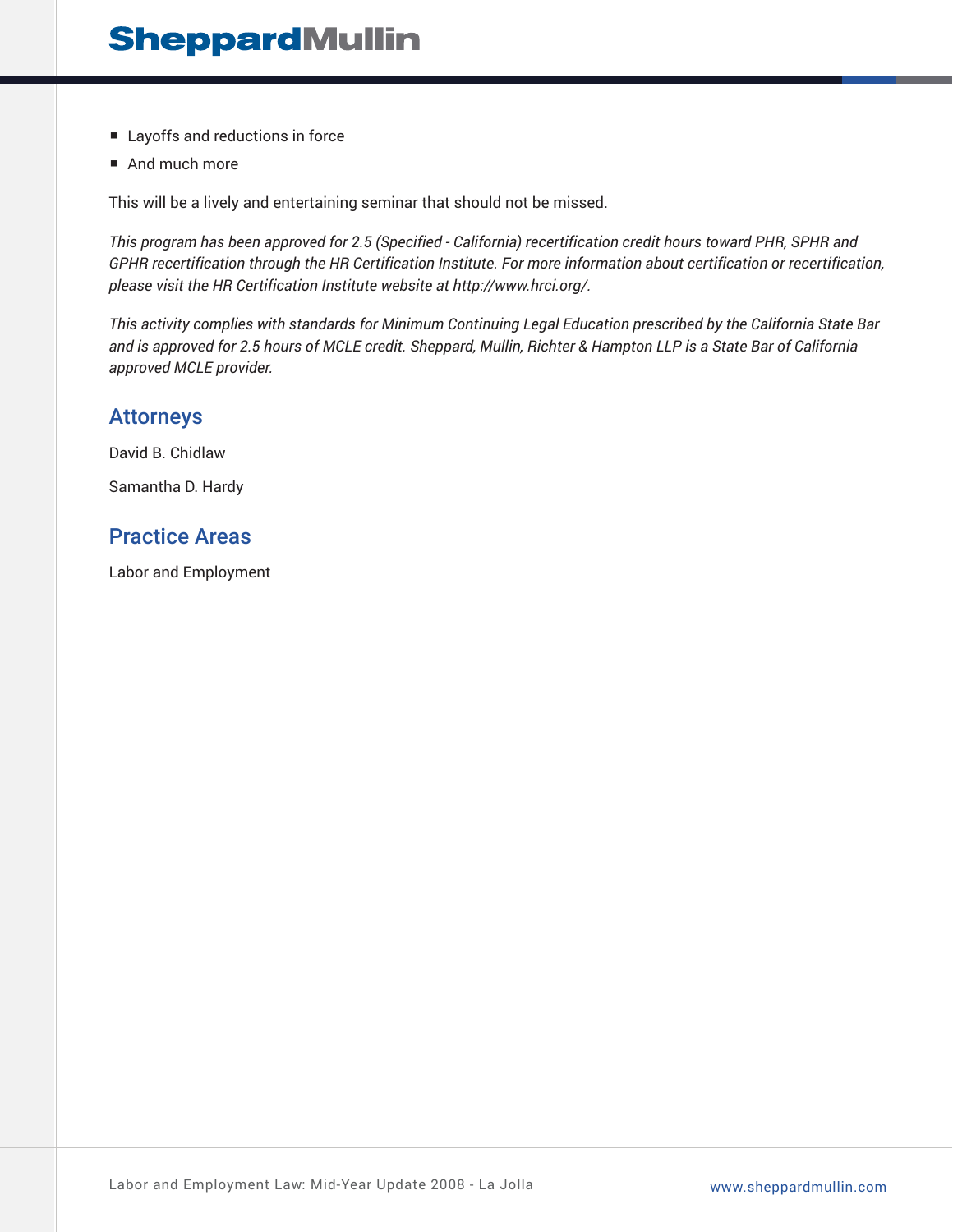- Layoffs and reductions in force
- And much more

This will be a lively and entertaining seminar that should not be missed.

*This program has been approved for 2.5 (Specified - California) recertification credit hours toward PHR, SPHR and GPHR recertification through the HR Certification Institute. For more information about certification or recertification, please visit the HR Certification Institute website at http://www.hrci.org/.*

*This activity complies with standards for Minimum Continuing Legal Education prescribed by the California State Bar and is approved for 2.5 hours of MCLE credit. Sheppard, Mullin, Richter & Hampton LLP is a State Bar of California approved MCLE provider.*

## Attorneys

David B. Chidlaw

Samantha D. Hardy

## Practice Areas

Labor and Employment